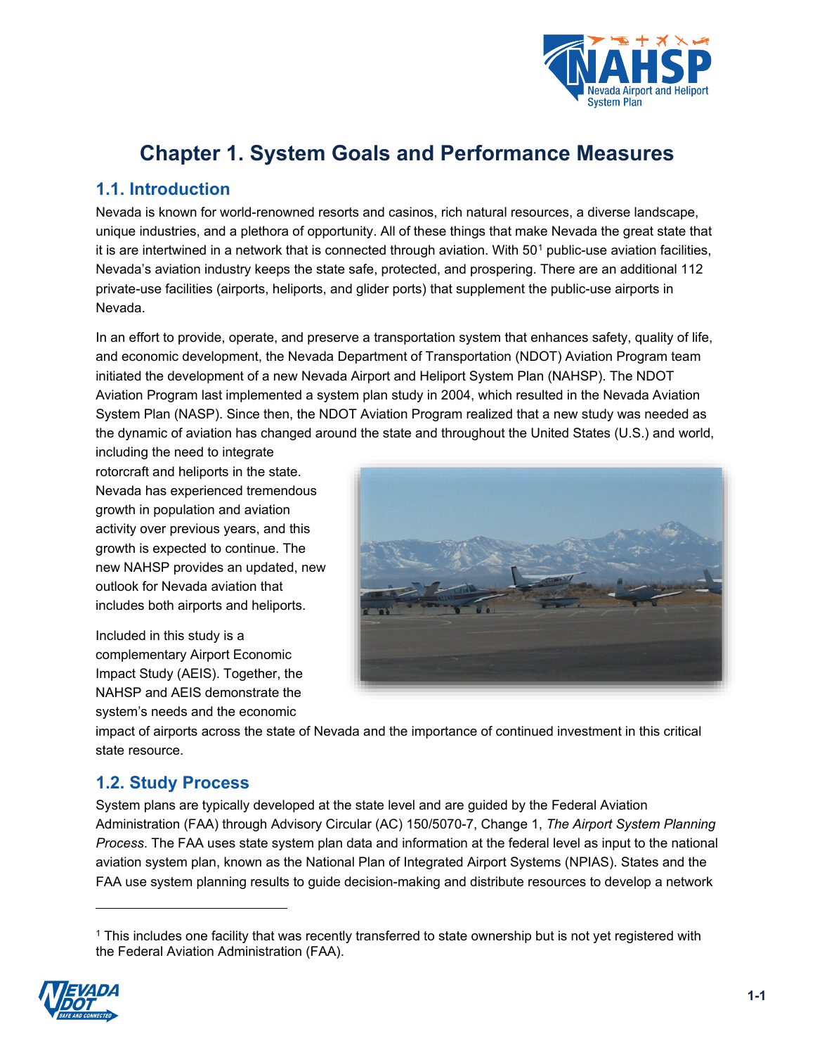# Chapter 1. System Goals and Performance Measures

## 1.1. Introduction

Nevada is known for world-renowned resorts and casinos, rich natural resources, a diverse landscape, unique industries, and a plethora of opportunity. All of these things that make Nevada the great state that it is are intertwined in a network that is connected through aviation. With 50[1] public-use aviation facilities, Nevada's aviation industry keeps the state safe, protected, and prospering. There are an additional 112 private-use facilities (airports, heliports, and glider ports) that supplement the public-use airports in Nevada.

In an effort to provide, operate, and preserve a transportation system that enhances safety, quality of life, and economic development, the Nevada Department of Transportation (NDOT) Aviation Program team initiated the development of a new Nevada Airport and Heliport System Plan (NAHSP). The NDOT Aviation Program last implemented a system plan study in 2004, which resulted in the Nevada Aviation System Plan (NASP). Since then, the NDOT Aviation Program realized that a new study was needed as the dynamic of aviation has changed around the state and throughout the United States (U.S.) and world, including the need to integrate rotorcraft and heliports in the state. Nevada has experienced tremendous growth in population and aviation activity over previous years, and this growth is expected to continue. The new NAHSP provides an updated, new outlook for Nevada aviation that includes both airports and heliports.

Included in this study is a complementary Airport Economic Impact Study (AEIS). Together, the NAHSP and AEIS demonstrate the system's needs and the economic impact of airports across the state of Nevada and the importance of continued investment in this critical state resource.

## 1.2. Study Process

System plans are typically developed at the state level and are guided by the Federal Aviation Administration (FAA) through Advisory Circular (AC) 150/5070-7, Change 1, *The Airport System Planning Process*. The FAA uses state system plan data and information at the federal level as input to the national aviation system plan, known as the National Plan of Integrated Airport Systems (NPIAS). States and the FAA use system planning results to guide decision-making and distribute resources to develop a network

[1] This includes one facility that was recently transferred to state ownership but is not yet registered with the Federal Aviation Administration (FAA).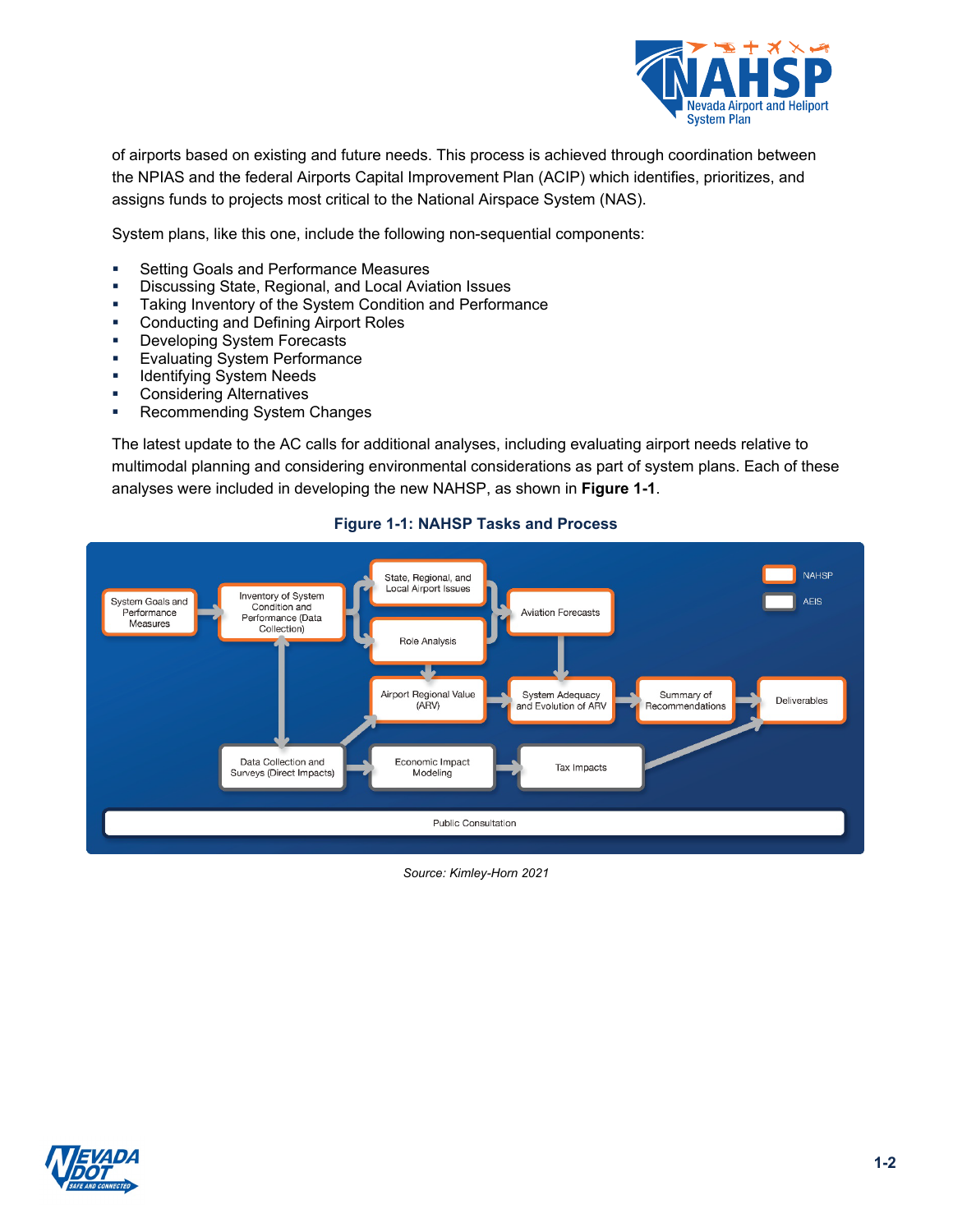of airports based on existing and future needs. This process is achieved through coordination between the NPIAS and the federal Airports Capital Improvement Plan (ACIP) which identifies, prioritizes, and assigns funds to projects most critical to the National Airspace System (NAS).

System plans, like this one, include the following non-sequential components:

- Setting Goals and Performance Measures
- Discussing State, Regional, and Local Aviation Issues
- Taking Inventory of the System Condition and Performance
- Conducting and Defining Airport Roles
- Developing System Forecasts
- Evaluating System Performance
- Identifying System Needs
- Considering Alternatives
- Recommending System Changes

The latest update to the AC calls for additional analyses, including evaluating airport needs relative to multimodal planning and considering environmental considerations as part of system plans. Each of these analyses were included in developing the new NAHSP, as shown in **Figure 1-1**.

**Figure 1-1: NAHSP Tasks and Process**

System Goals and Performance Measures → Inventory of System Condition and Performance (Data Collection) → State, Regional, and Local Airport Issues / Role Analysis → Aviation Forecasts → System Adequacy and Evolution of ARV → Summary of Recommendations → Deliverables

Role Analysis → Airport Regional Value (ARV) → System Adequacy and Evolution of ARV

Inventory of System Condition and Performance (Data Collection) ↔ Data Collection and Surveys (Direct Impacts) → Airport Regional Value (ARV)

Data Collection and Surveys (Direct Impacts) → Economic Impact Modeling → Tax Impacts → Deliverables

Public Consultation

Legend: NAHSP; AEIS

*Source: Kimley-Horn 2021*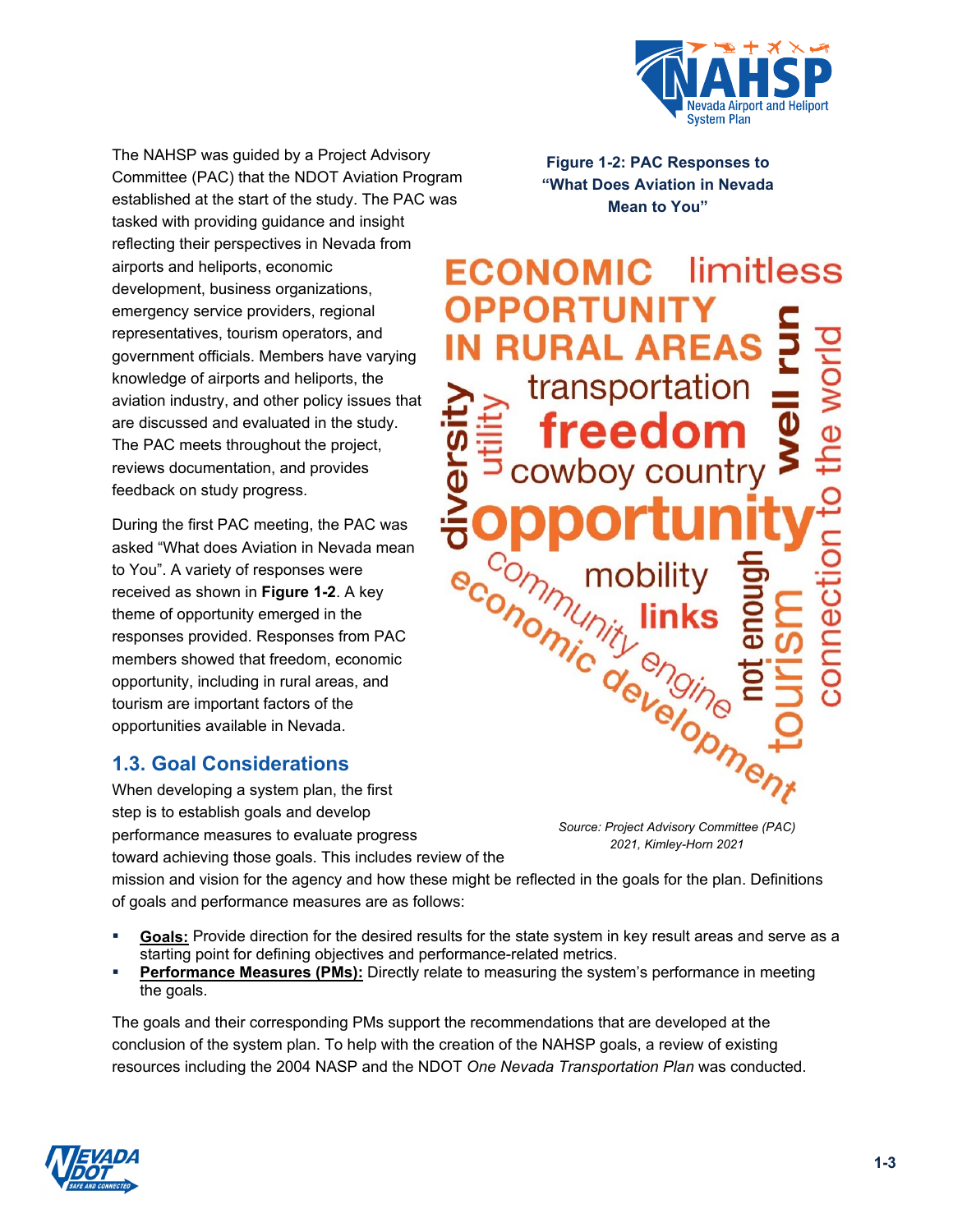The NAHSP was guided by a Project Advisory Committee (PAC) that the NDOT Aviation Program established at the start of the study. The PAC was tasked with providing guidance and insight reflecting their perspectives in Nevada from airports and heliports, economic development, business organizations, emergency service providers, regional representatives, tourism operators, and government officials. Members have varying knowledge of airports and heliports, the aviation industry, and other policy issues that are discussed and evaluated in the study. The PAC meets throughout the project, reviews documentation, and provides feedback on study progress.

During the first PAC meeting, the PAC was asked "What does Aviation in Nevada mean to You". A variety of responses were received as shown in **Figure 1-2**. A key theme of opportunity emerged in the responses provided. Responses from PAC members showed that freedom, economic opportunity, including in rural areas, and tourism are important factors of the opportunities available in Nevada.

**Figure 1-2: PAC Responses to "What Does Aviation in Nevada Mean to You"**

ECONOMIC OPPORTUNITY IN RURAL AREAS, limitless, transportation, freedom, cowboy country, diversity, utility, well run, connection to the world, opportunity, community, mobility, links, economic development, engine, not enough, tourism

*Source: Project Advisory Committee (PAC) 2021, Kimley-Horn 2021*

## 1.3. Goal Considerations

When developing a system plan, the first step is to establish goals and develop performance measures to evaluate progress toward achieving those goals. This includes review of the mission and vision for the agency and how these might be reflected in the goals for the plan. Definitions of goals and performance measures are as follows:

- **Goals:** Provide direction for the desired results for the state system in key result areas and serve as a starting point for defining objectives and performance-related metrics.
- **Performance Measures (PMs):** Directly relate to measuring the system's performance in meeting the goals.

The goals and their corresponding PMs support the recommendations that are developed at the conclusion of the system plan. To help with the creation of the NAHSP goals, a review of existing resources including the 2004 NASP and the NDOT *One Nevada Transportation Plan* was conducted.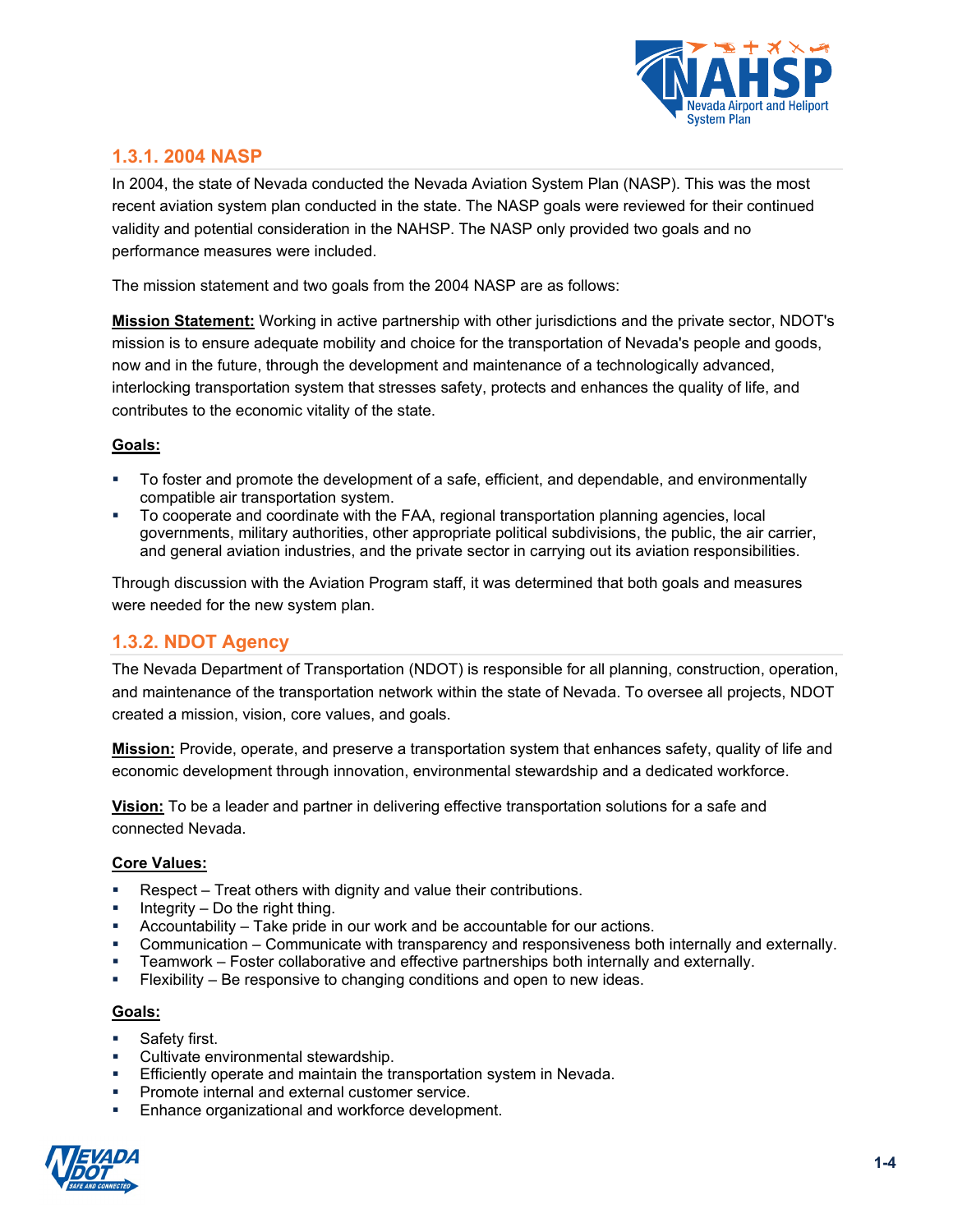### 1.3.1. 2004 NASP

In 2004, the state of Nevada conducted the Nevada Aviation System Plan (NASP). This was the most recent aviation system plan conducted in the state. The NASP goals were reviewed for their continued validity and potential consideration in the NAHSP. The NASP only provided two goals and no performance measures were included.

The mission statement and two goals from the 2004 NASP are as follows:

**Mission Statement:** Working in active partnership with other jurisdictions and the private sector, NDOT's mission is to ensure adequate mobility and choice for the transportation of Nevada's people and goods, now and in the future, through the development and maintenance of a technologically advanced, interlocking transportation system that stresses safety, protects and enhances the quality of life, and contributes to the economic vitality of the state.

**Goals:**

- To foster and promote the development of a safe, efficient, and dependable, and environmentally compatible air transportation system.
- To cooperate and coordinate with the FAA, regional transportation planning agencies, local governments, military authorities, other appropriate political subdivisions, the public, the air carrier, and general aviation industries, and the private sector in carrying out its aviation responsibilities.

Through discussion with the Aviation Program staff, it was determined that both goals and measures were needed for the new system plan.

### 1.3.2. NDOT Agency

The Nevada Department of Transportation (NDOT) is responsible for all planning, construction, operation, and maintenance of the transportation network within the state of Nevada. To oversee all projects, NDOT created a mission, vision, core values, and goals.

**Mission:** Provide, operate, and preserve a transportation system that enhances safety, quality of life and economic development through innovation, environmental stewardship and a dedicated workforce.

**Vision:** To be a leader and partner in delivering effective transportation solutions for a safe and connected Nevada.

**Core Values:**

- Respect – Treat others with dignity and value their contributions.
- Integrity – Do the right thing.
- Accountability – Take pride in our work and be accountable for our actions.
- Communication – Communicate with transparency and responsiveness both internally and externally.
- Teamwork – Foster collaborative and effective partnerships both internally and externally.
- Flexibility – Be responsive to changing conditions and open to new ideas.

**Goals:**

- Safety first.
- Cultivate environmental stewardship.
- Efficiently operate and maintain the transportation system in Nevada.
- Promote internal and external customer service.
- Enhance organizational and workforce development.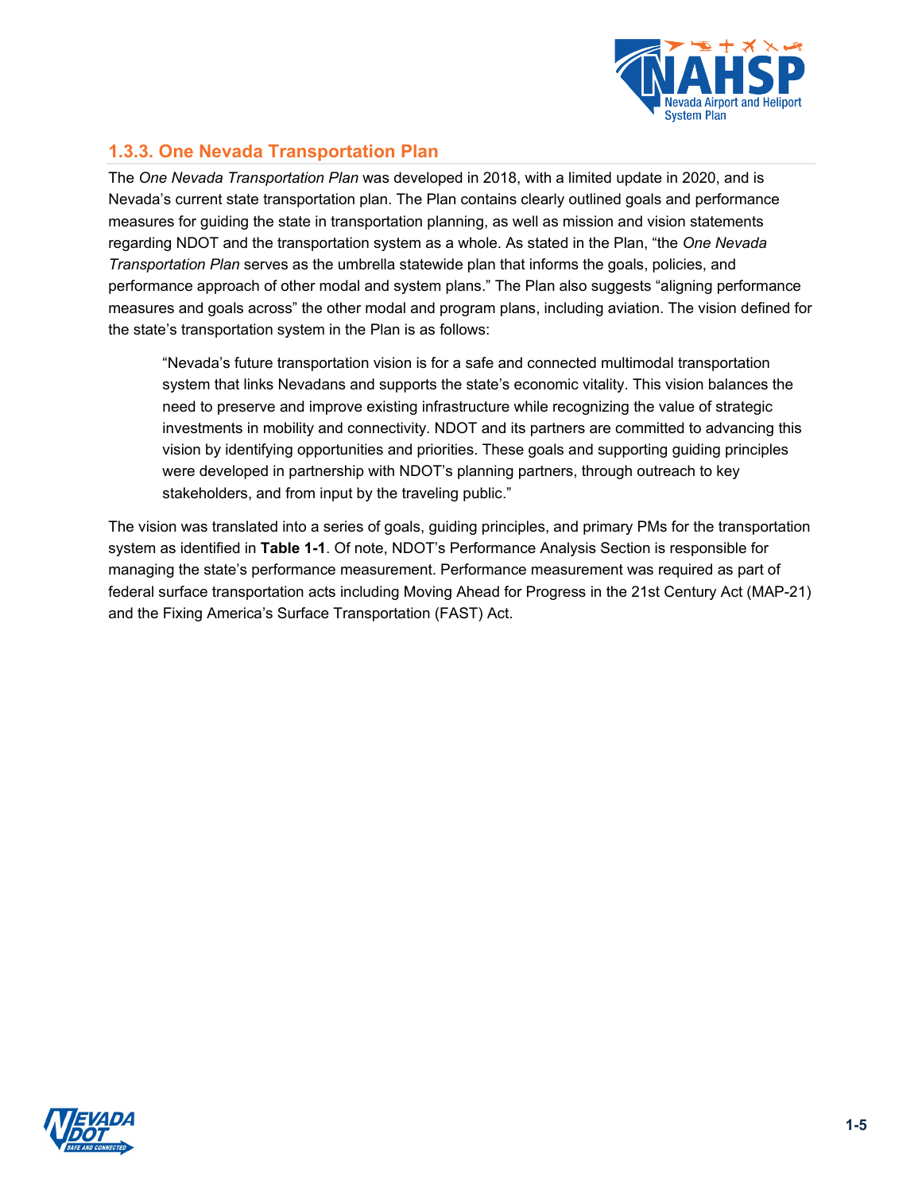### 1.3.3. One Nevada Transportation Plan

The *One Nevada Transportation Plan* was developed in 2018, with a limited update in 2020, and is Nevada's current state transportation plan. The Plan contains clearly outlined goals and performance measures for guiding the state in transportation planning, as well as mission and vision statements regarding NDOT and the transportation system as a whole. As stated in the Plan, "the *One Nevada Transportation Plan* serves as the umbrella statewide plan that informs the goals, policies, and performance approach of other modal and system plans." The Plan also suggests "aligning performance measures and goals across" the other modal and program plans, including aviation. The vision defined for the state's transportation system in the Plan is as follows:

> "Nevada's future transportation vision is for a safe and connected multimodal transportation system that links Nevadans and supports the state's economic vitality. This vision balances the need to preserve and improve existing infrastructure while recognizing the value of strategic investments in mobility and connectivity. NDOT and its partners are committed to advancing this vision by identifying opportunities and priorities. These goals and supporting guiding principles were developed in partnership with NDOT's planning partners, through outreach to key stakeholders, and from input by the traveling public."

The vision was translated into a series of goals, guiding principles, and primary PMs for the transportation system as identified in **Table 1-1**. Of note, NDOT's Performance Analysis Section is responsible for managing the state's performance measurement. Performance measurement was required as part of federal surface transportation acts including Moving Ahead for Progress in the 21st Century Act (MAP-21) and the Fixing America's Surface Transportation (FAST) Act.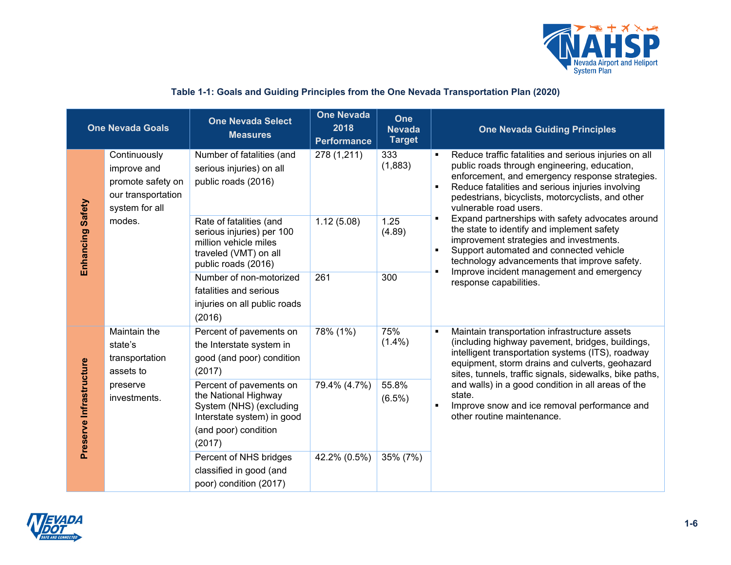**Table 1-1: Goals and Guiding Principles from the One Nevada Transportation Plan (2020)**

| One Nevada Goals | | One Nevada Select Measures | One Nevada 2018 Performance | One Nevada Target | One Nevada Guiding Principles |
|---|---|---|---|---|---|
| Enhancing Safety | Continuously improve and promote safety on our transportation system for all modes. | Number of fatalities (and serious injuries) on all public roads (2016) | 278 (1,211) | 333 (1,883) | ▪ Reduce traffic fatalities and serious injuries on all public roads through engineering, education, enforcement, and emergency response strategies.<br>▪ Reduce fatalities and serious injuries involving pedestrians, bicyclists, motorcyclists, and other vulnerable road users.<br>▪ Expand partnerships with safety advocates around the state to identify and implement safety improvement strategies and investments.<br>▪ Support automated and connected vehicle technology advancements that improve safety.<br>▪ Improve incident management and emergency response capabilities. |
| | | Rate of fatalities (and serious injuries) per 100 million vehicle miles traveled (VMT) on all public roads (2016) | 1.12 (5.08) | 1.25 (4.89) | |
| | | Number of non-motorized fatalities and serious injuries on all public roads (2016) | 261 | 300 | |
| Preserve Infrastructure | Maintain the state's transportation assets to preserve investments. | Percent of pavements on the Interstate system in good (and poor) condition (2017) | 78% (1%) | 75% (1.4%) | ▪ Maintain transportation infrastructure assets (including highway pavement, bridges, buildings, intelligent transportation systems (ITS), roadway equipment, storm drains and culverts, geohazard sites, tunnels, traffic signals, sidewalks, bike paths, and walls) in a good condition in all areas of the state.<br>▪ Improve snow and ice removal performance and other routine maintenance. |
| | | Percent of pavements on the National Highway System (NHS) (excluding Interstate system) in good (and poor) condition (2017) | 79.4% (4.7%) | 55.8% (6.5%) | |
| | | Percent of NHS bridges classified in good (and poor) condition (2017) | 42.2% (0.5%) | 35% (7%) | |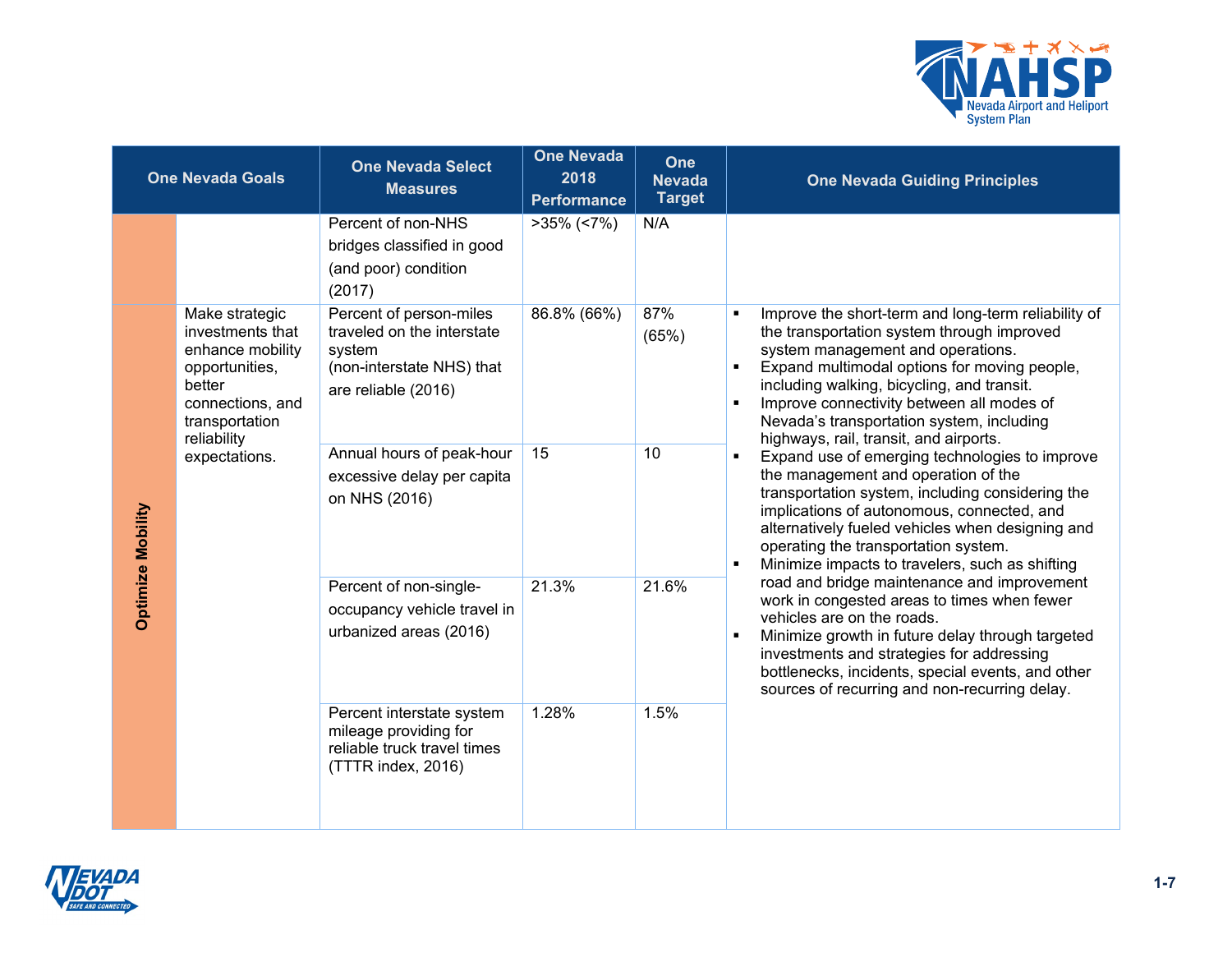| One Nevada Goals | | One Nevada Select Measures | One Nevada 2018 Performance | One Nevada Target | One Nevada Guiding Principles |
|---|---|---|---|---|---|
| | | Percent of non-NHS bridges classified in good (and poor) condition (2017) | >35% (<7%) | N/A | |
| Optimize Mobility | Make strategic investments that enhance mobility opportunities, better connections, and transportation reliability expectations. | Percent of person-miles traveled on the interstate system (non-interstate NHS) that are reliable (2016) | 86.8% (66%) | 87% (65%) | ▪ Improve the short-term and long-term reliability of the transportation system through improved system management and operations.<br>▪ Expand multimodal options for moving people, including walking, bicycling, and transit.<br>▪ Improve connectivity between all modes of Nevada's transportation system, including highways, rail, transit, and airports.<br>▪ Expand use of emerging technologies to improve the management and operation of the transportation system, including considering the implications of autonomous, connected, and alternatively fueled vehicles when designing and operating the transportation system.<br>▪ Minimize impacts to travelers, such as shifting road and bridge maintenance and improvement work in congested areas to times when fewer vehicles are on the roads.<br>▪ Minimize growth in future delay through targeted investments and strategies for addressing bottlenecks, incidents, special events, and other sources of recurring and non-recurring delay. |
| | | Annual hours of peak-hour excessive delay per capita on NHS (2016) | 15 | 10 | |
| | | Percent of non-single-occupancy vehicle travel in urbanized areas (2016) | 21.3% | 21.6% | |
| | | Percent interstate system mileage providing for reliable truck travel times (TTTR index, 2016) | 1.28% | 1.5% | |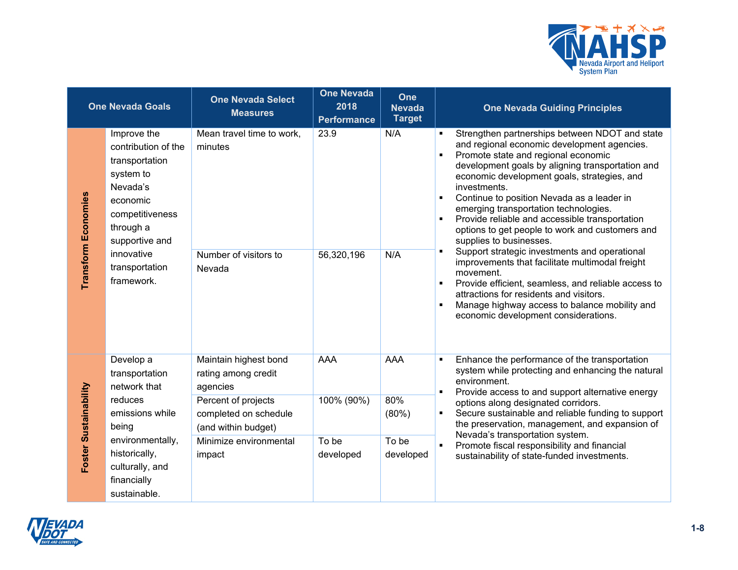| One Nevada Goals | | One Nevada Select Measures | One Nevada 2018 Performance | One Nevada Target | One Nevada Guiding Principles |
|---|---|---|---|---|---|
| Transform Economies | Improve the contribution of the transportation system to Nevada's economic competitiveness through a supportive and innovative transportation framework. | Mean travel time to work, minutes | 23.9 | N/A | ▪ Strengthen partnerships between NDOT and state and regional economic development agencies.<br>▪ Promote state and regional economic development goals by aligning transportation and economic development goals, strategies, and investments.<br>▪ Continue to position Nevada as a leader in emerging transportation technologies.<br>▪ Provide reliable and accessible transportation options to get people to work and customers and supplies to businesses.<br>▪ Support strategic investments and operational improvements that facilitate multimodal freight movement.<br>▪ Provide efficient, seamless, and reliable access to attractions for residents and visitors.<br>▪ Manage highway access to balance mobility and economic development considerations. |
| | | Number of visitors to Nevada | 56,320,196 | N/A | |
| Foster Sustainability | Develop a transportation network that reduces emissions while being environmentally, historically, culturally, and financially sustainable. | Maintain highest bond rating among credit agencies | AAA | AAA | ▪ Enhance the performance of the transportation system while protecting and enhancing the natural environment.<br>▪ Provide access to and support alternative energy options along designated corridors.<br>▪ Secure sustainable and reliable funding to support the preservation, management, and expansion of Nevada's transportation system.<br>▪ Promote fiscal responsibility and financial sustainability of state-funded investments. |
| | | Percent of projects completed on schedule (and within budget) | 100% (90%) | 80% (80%) | |
| | | Minimize environmental impact | To be developed | To be developed | |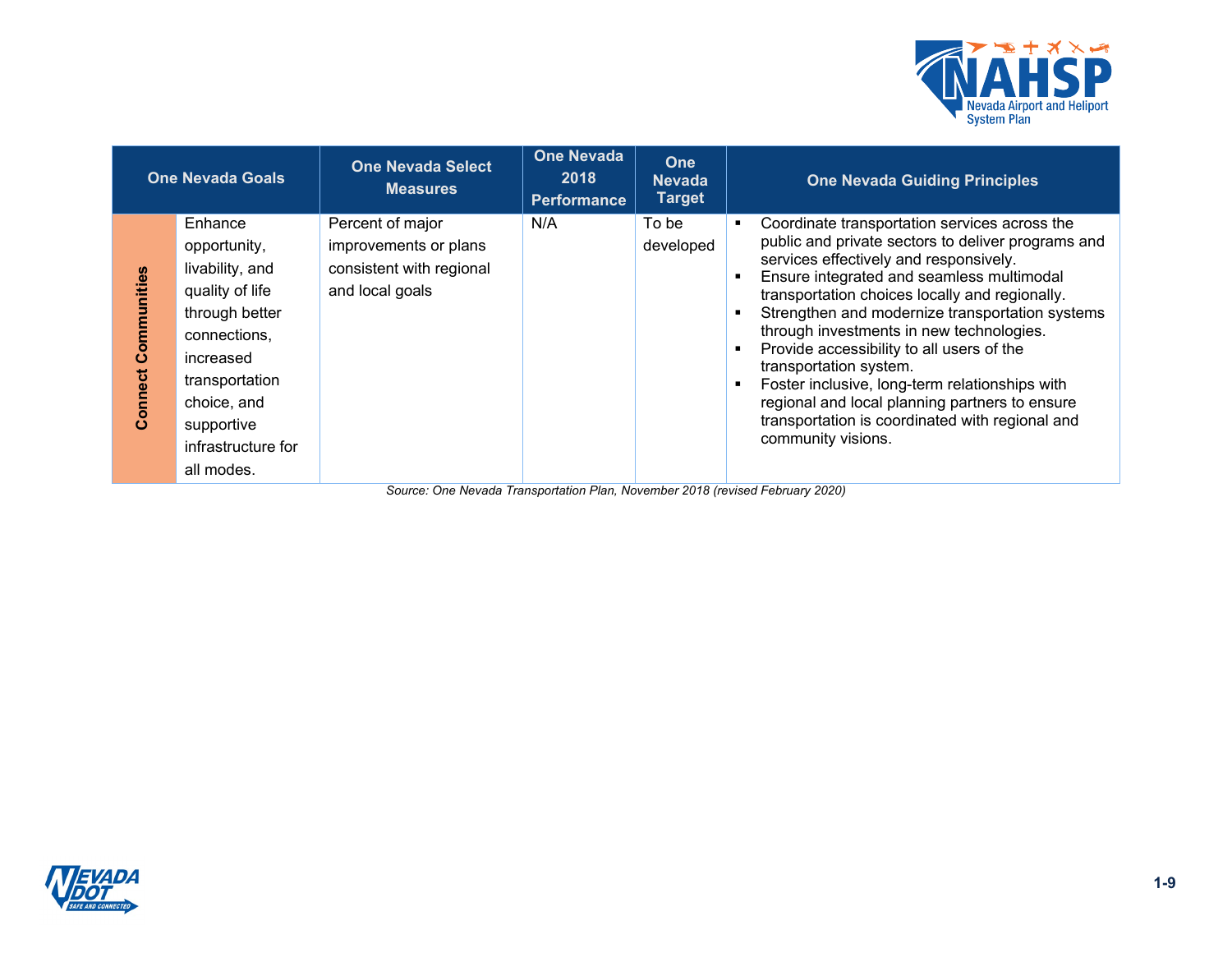| One Nevada Goals | | One Nevada Select Measures | One Nevada 2018 Performance | One Nevada Target | One Nevada Guiding Principles |
|---|---|---|---|---|---|
| Connect Communities | Enhance opportunity, livability, and quality of life through better connections, increased transportation choice, and supportive infrastructure for all modes. | Percent of major improvements or plans consistent with regional and local goals | N/A | To be developed | ▪ Coordinate transportation services across the public and private sectors to deliver programs and services effectively and responsively.<br>▪ Ensure integrated and seamless multimodal transportation choices locally and regionally.<br>▪ Strengthen and modernize transportation systems through investments in new technologies.<br>▪ Provide accessibility to all users of the transportation system.<br>▪ Foster inclusive, long-term relationships with regional and local planning partners to ensure transportation is coordinated with regional and community visions. |

*Source: One Nevada Transportation Plan, November 2018 (revised February 2020)*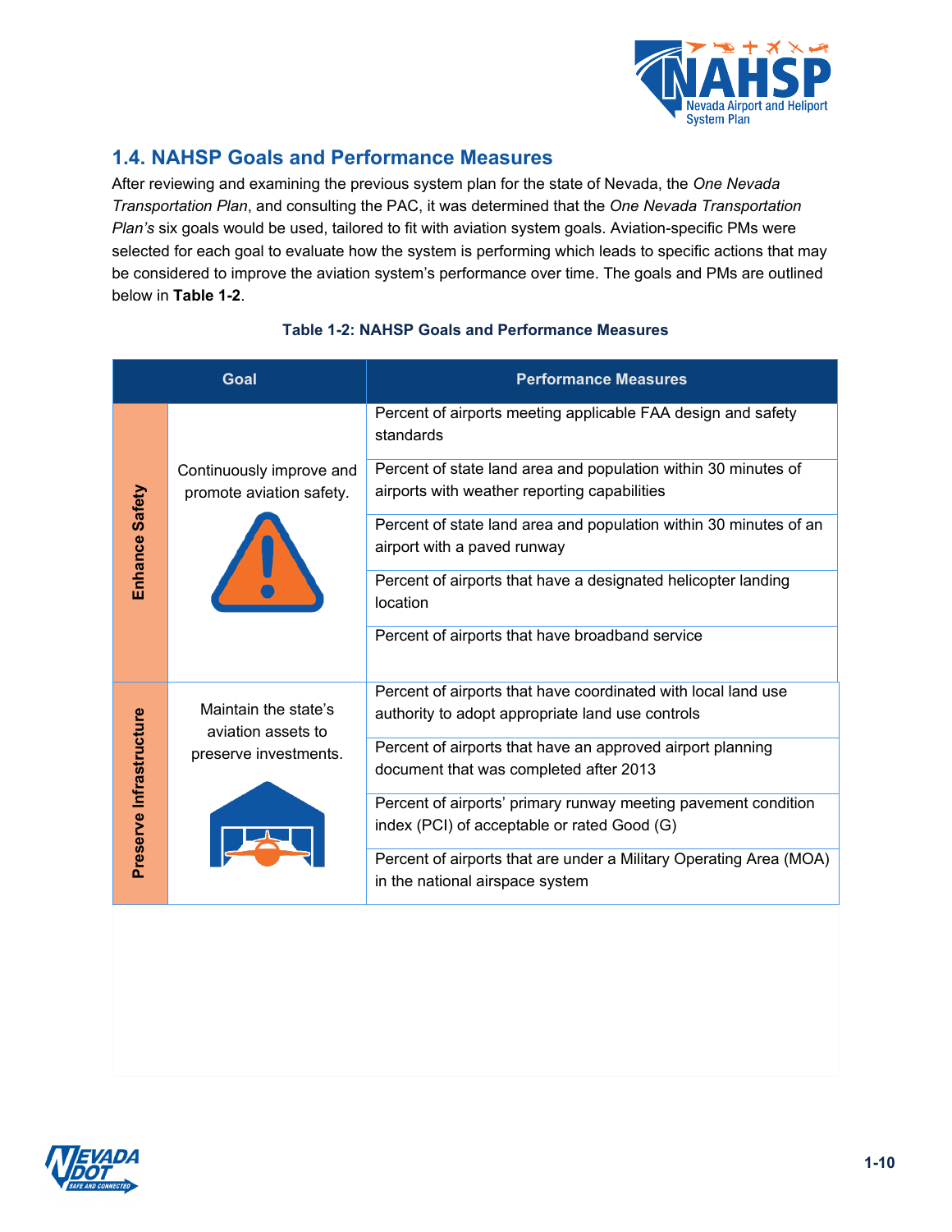## 1.4. NAHSP Goals and Performance Measures

After reviewing and examining the previous system plan for the state of Nevada, the *One Nevada Transportation Plan*, and consulting the PAC, it was determined that the *One Nevada Transportation Plan's* six goals would be used, tailored to fit with aviation system goals. Aviation-specific PMs were selected for each goal to evaluate how the system is performing which leads to specific actions that may be considered to improve the aviation system's performance over time. The goals and PMs are outlined below in **Table 1-2**.

**Table 1-2: NAHSP Goals and Performance Measures**

| Goal | | Performance Measures |
|---|---|---|
| Enhance Safety | Continuously improve and promote aviation safety. | Percent of airports meeting applicable FAA design and safety standards |
| | | Percent of state land area and population within 30 minutes of airports with weather reporting capabilities |
| | | Percent of state land area and population within 30 minutes of an airport with a paved runway |
| | | Percent of airports that have a designated helicopter landing location |
| | | Percent of airports that have broadband service |
| Preserve Infrastructure | Maintain the state's aviation assets to preserve investments. | Percent of airports that have coordinated with local land use authority to adopt appropriate land use controls |
| | | Percent of airports that have an approved airport planning document that was completed after 2013 |
| | | Percent of airports' primary runway meeting pavement condition index (PCI) of acceptable or rated Good (G) |
| | | Percent of airports that are under a Military Operating Area (MOA) in the national airspace system |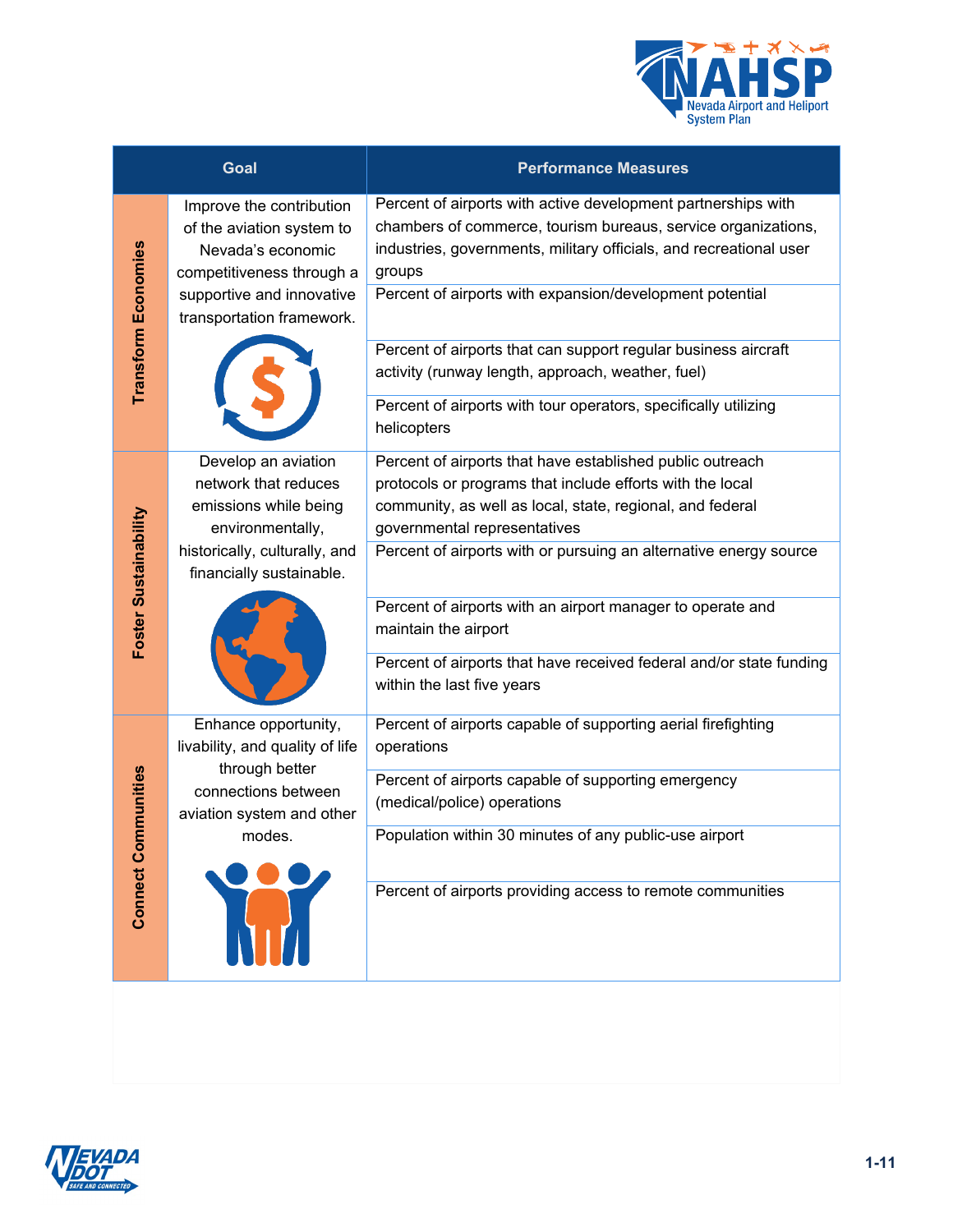| Goal | | Performance Measures |
|---|---|---|
| Transform Economies | Improve the contribution of the aviation system to Nevada's economic competitiveness through a supportive and innovative transportation framework. | Percent of airports with active development partnerships with chambers of commerce, tourism bureaus, service organizations, industries, governments, military officials, and recreational user groups |
| | | Percent of airports with expansion/development potential |
| | | Percent of airports that can support regular business aircraft activity (runway length, approach, weather, fuel) |
| | | Percent of airports with tour operators, specifically utilizing helicopters |
| Foster Sustainability | Develop an aviation network that reduces emissions while being environmentally, historically, culturally, and financially sustainable. | Percent of airports that have established public outreach protocols or programs that include efforts with the local community, as well as local, state, regional, and federal governmental representatives |
| | | Percent of airports with or pursuing an alternative energy source |
| | | Percent of airports with an airport manager to operate and maintain the airport |
| | | Percent of airports that have received federal and/or state funding within the last five years |
| Connect Communities | Enhance opportunity, livability, and quality of life through better connections between aviation system and other modes. | Percent of airports capable of supporting aerial firefighting operations |
| | | Percent of airports capable of supporting emergency (medical/police) operations |
| | | Population within 30 minutes of any public-use airport |
| | | Percent of airports providing access to remote communities |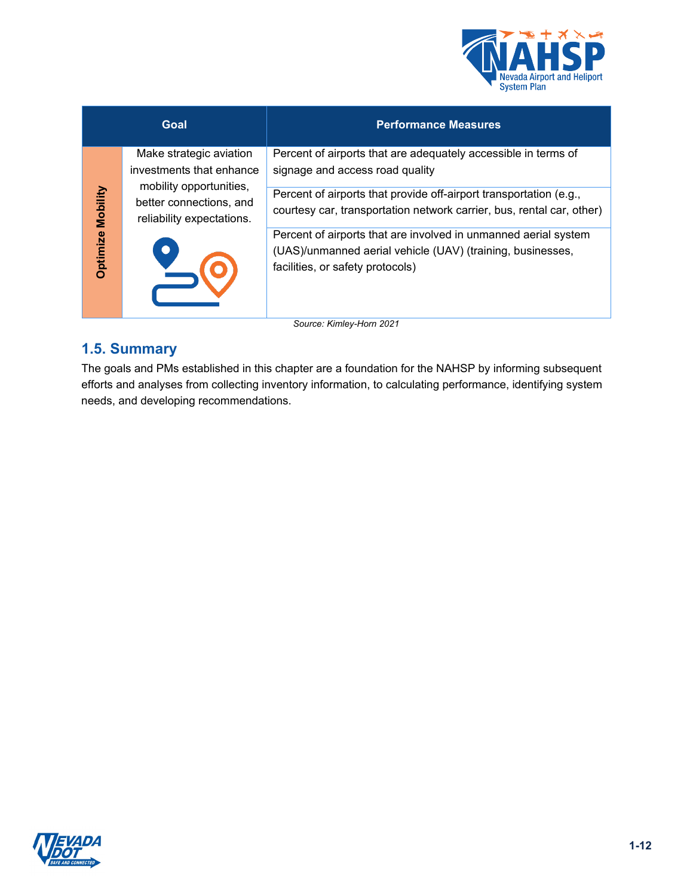| Goal | | Performance Measures |
|---|---|---|
| Optimize Mobility | Make strategic aviation investments that enhance mobility opportunities, better connections, and reliability expectations. | Percent of airports that are adequately accessible in terms of signage and access road quality |
| | | Percent of airports that provide off-airport transportation (e.g., courtesy car, transportation network carrier, bus, rental car, other) |
| | | Percent of airports that are involved in unmanned aerial system (UAS)/unmanned aerial vehicle (UAV) (training, businesses, facilities, or safety protocols) |

*Source: Kimley-Horn 2021*

## 1.5. Summary

The goals and PMs established in this chapter are a foundation for the NAHSP by informing subsequent efforts and analyses from collecting inventory information, to calculating performance, identifying system needs, and developing recommendations.